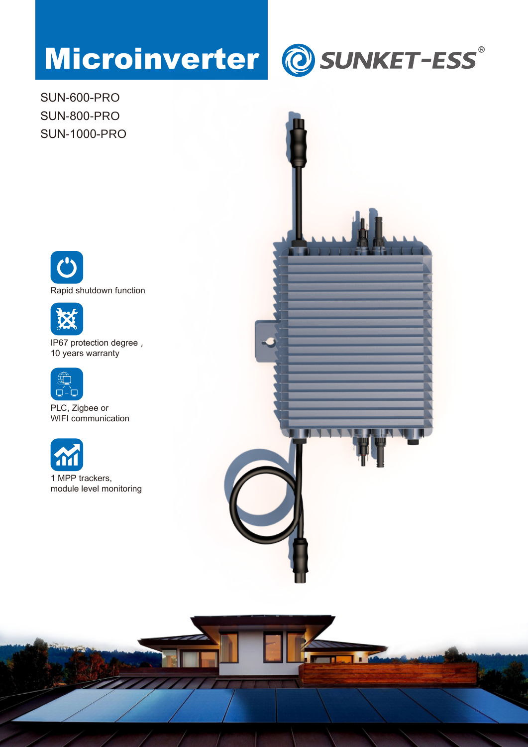# Microinverter

SUNKET-ESS®

SUN-600-PRO
SUN-800-PRO
SUN-1000-PRO

- Rapid shutdown function
- IP67 protection degree , 10 years warranty
- PLC, Zigbee or WIFI communication
- 1 MPP trackers, module level monitoring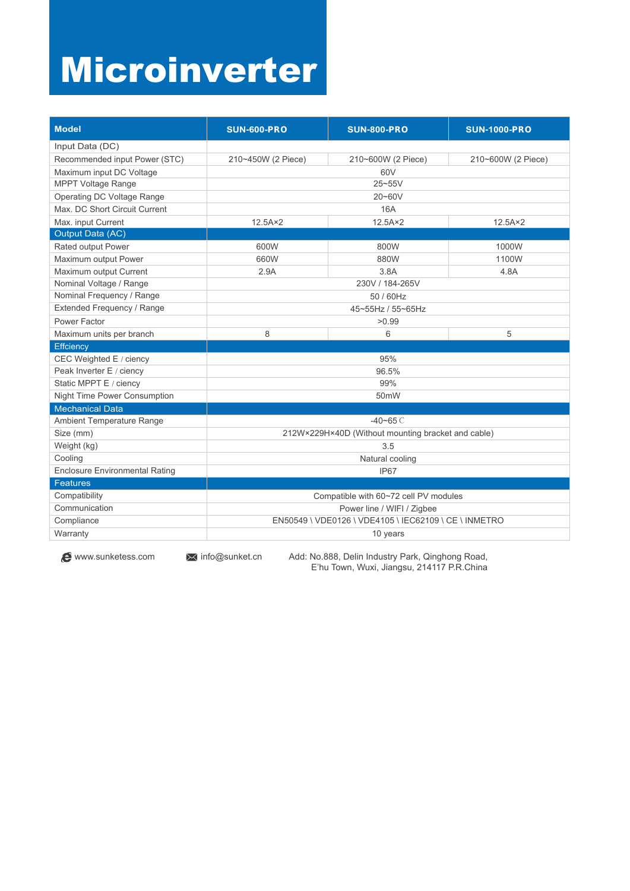# Microinverter

| Model | SUN-600-PRO | SUN-800-PRO | SUN-1000-PRO |
|---|---|---|---|
| Input Data (DC) | | | |
| Recommended input Power (STC) | 210~450W (2 Piece) | 210~600W (2 Piece) | 210~600W (2 Piece) |
| Maximum input DC Voltage | 60V | | |
| MPPT Voltage Range | 25~55V | | |
| Operating DC Voltage Range | 20~60V | | |
| Max. DC Short Circuit Current | 16A | | |
| Max. input Current | 12.5A×2 | 12.5A×2 | 12.5A×2 |
| Output Data (AC) | | | |
| Rated output Power | 600W | 800W | 1000W |
| Maximum output Power | 660W | 880W | 1100W |
| Maximum output Current | 2.9A | 3.8A | 4.8A |
| Nominal Voltage / Range | 230V / 184-265V | | |
| Nominal Frequency / Range | 50 / 60Hz | | |
| Extended Frequency / Range | 45~55Hz / 55~65Hz | | |
| Power Factor | >0.99 | | |
| Maximum units per branch | 8 | 6 | 5 |
| Effciency | | | |
| CEC Weighted E / ciency | 95% | | |
| Peak Inverter E / ciency | 96.5% | | |
| Static MPPT E / ciency | 99% | | |
| Night Time Power Consumption | 50mW | | |
| Mechanical Data | | | |
| Ambient Temperature Range | -40~65℃ | | |
| Size (mm) | 212W×229H×40D (Without mounting bracket and cable) | | |
| Weight (kg) | 3.5 | | |
| Cooling | Natural cooling | | |
| Enclosure Environmental Rating | IP67 | | |
| Features | | | |
| Compatibility | Compatible with 60~72 cell PV modules | | |
| Communication | Power line / WIFI / Zigbee | | |
| Compliance | EN50549 \ VDE0126 \ VDE4105 \ IEC62109 \ CE \ INMETRO | | |
| Warranty | 10 years | | |

www.sunketess.com

info@sunket.cn

Add: No.888, Delin Industry Park, Qinghong Road, E'hu Town, Wuxi, Jiangsu, 214117 P.R.China